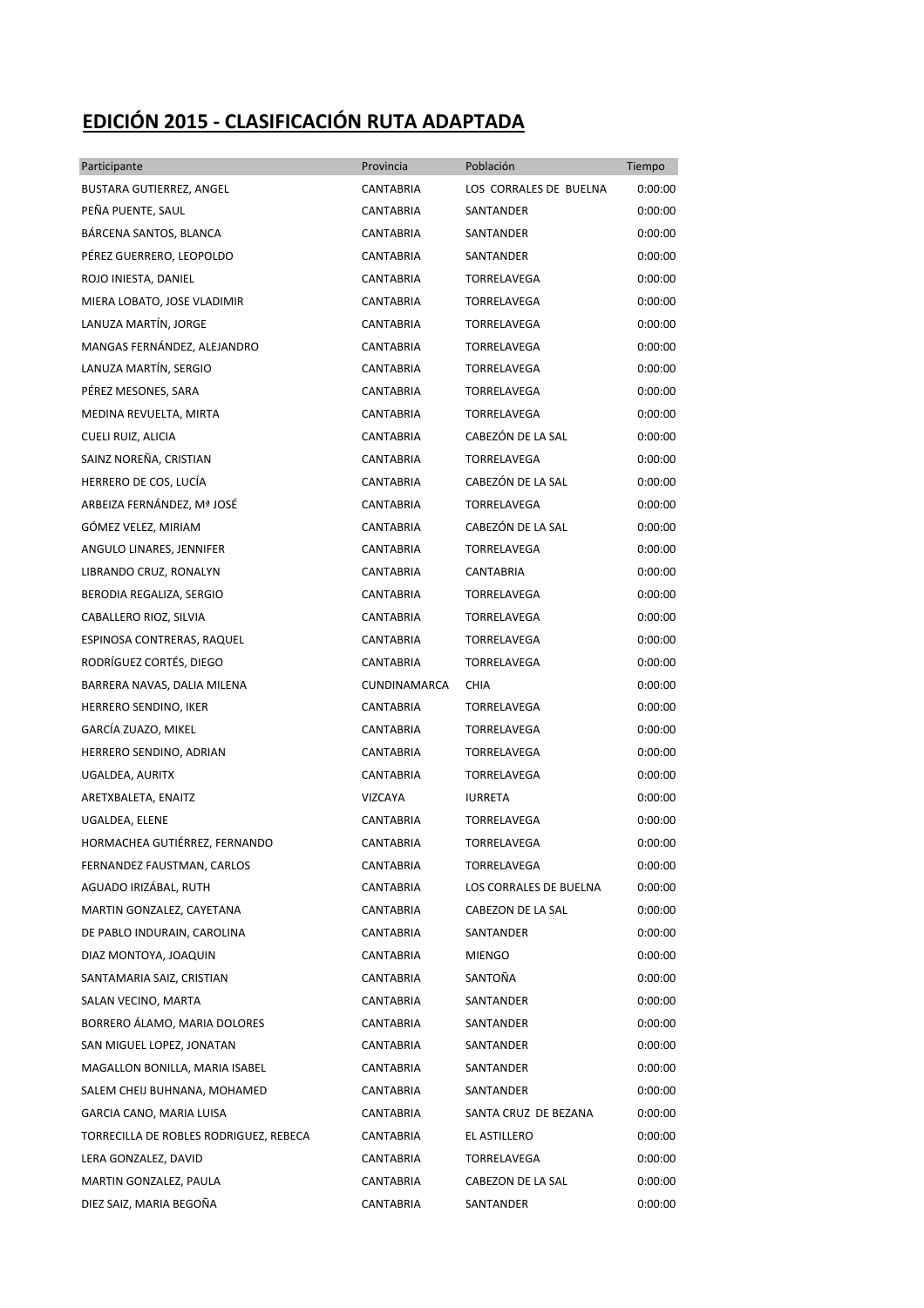# EDICIÓN 2015 - CLASIFICACIÓN RUTA ADAPTADA

| Participante | Provincia | Población | Tiempo |
|---|---|---|---|
| BUSTARA GUTIERREZ, ANGEL | CANTABRIA | LOS CORRALES DE BUELNA | 0:00:00 |
| PEÑA PUENTE, SAUL | CANTABRIA | SANTANDER | 0:00:00 |
| BÁRCENA SANTOS, BLANCA | CANTABRIA | SANTANDER | 0:00:00 |
| PÉREZ GUERRERO, LEOPOLDO | CANTABRIA | SANTANDER | 0:00:00 |
| ROJO INIESTA, DANIEL | CANTABRIA | TORRELAVEGA | 0:00:00 |
| MIERA LOBATO, JOSE VLADIMIR | CANTABRIA | TORRELAVEGA | 0:00:00 |
| LANUZA MARTÍN, JORGE | CANTABRIA | TORRELAVEGA | 0:00:00 |
| MANGAS FERNÁNDEZ, ALEJANDRO | CANTABRIA | TORRELAVEGA | 0:00:00 |
| LANUZA MARTÍN, SERGIO | CANTABRIA | TORRELAVEGA | 0:00:00 |
| PÉREZ MESONES, SARA | CANTABRIA | TORRELAVEGA | 0:00:00 |
| MEDINA REVUELTA, MIRTA | CANTABRIA | TORRELAVEGA | 0:00:00 |
| CUELI RUIZ, ALICIA | CANTABRIA | CABEZÓN DE LA SAL | 0:00:00 |
| SAINZ NOREÑA, CRISTIAN | CANTABRIA | TORRELAVEGA | 0:00:00 |
| HERRERO DE COS, LUCÍA | CANTABRIA | CABEZÓN DE LA SAL | 0:00:00 |
| ARBEIZA FERNÁNDEZ, Mª JOSÉ | CANTABRIA | TORRELAVEGA | 0:00:00 |
| GÓMEZ VELEZ, MIRIAM | CANTABRIA | CABEZÓN DE LA SAL | 0:00:00 |
| ANGULO LINARES, JENNIFER | CANTABRIA | TORRELAVEGA | 0:00:00 |
| LIBRANDO CRUZ, RONALYN | CANTABRIA | CANTABRIA | 0:00:00 |
| BERODIA REGALIZA, SERGIO | CANTABRIA | TORRELAVEGA | 0:00:00 |
| CABALLERO RIOZ, SILVIA | CANTABRIA | TORRELAVEGA | 0:00:00 |
| ESPINOSA CONTRERAS, RAQUEL | CANTABRIA | TORRELAVEGA | 0:00:00 |
| RODRÍGUEZ CORTÉS, DIEGO | CANTABRIA | TORRELAVEGA | 0:00:00 |
| BARRERA NAVAS, DALIA MILENA | CUNDINAMARCA | CHIA | 0:00:00 |
| HERRERO SENDINO, IKER | CANTABRIA | TORRELAVEGA | 0:00:00 |
| GARCÍA ZUAZO, MIKEL | CANTABRIA | TORRELAVEGA | 0:00:00 |
| HERRERO SENDINO, ADRIAN | CANTABRIA | TORRELAVEGA | 0:00:00 |
| UGALDEA, AURITX | CANTABRIA | TORRELAVEGA | 0:00:00 |
| ARETXBALETA, ENAITZ | VIZCAYA | IURRETA | 0:00:00 |
| UGALDEA, ELENE | CANTABRIA | TORRELAVEGA | 0:00:00 |
| HORMACHEA GUTIÉRREZ, FERNANDO | CANTABRIA | TORRELAVEGA | 0:00:00 |
| FERNANDEZ FAUSTMAN, CARLOS | CANTABRIA | TORRELAVEGA | 0:00:00 |
| AGUADO IRIZÁBAL, RUTH | CANTABRIA | LOS CORRALES DE BUELNA | 0:00:00 |
| MARTIN GONZALEZ, CAYETANA | CANTABRIA | CABEZON DE LA SAL | 0:00:00 |
| DE PABLO INDURAIN, CAROLINA | CANTABRIA | SANTANDER | 0:00:00 |
| DIAZ MONTOYA, JOAQUIN | CANTABRIA | MIENGO | 0:00:00 |
| SANTAMARIA SAIZ, CRISTIAN | CANTABRIA | SANTOÑA | 0:00:00 |
| SALAN VECINO, MARTA | CANTABRIA | SANTANDER | 0:00:00 |
| BORRERO ÁLAMO, MARIA DOLORES | CANTABRIA | SANTANDER | 0:00:00 |
| SAN MIGUEL LOPEZ, JONATAN | CANTABRIA | SANTANDER | 0:00:00 |
| MAGALLON BONILLA, MARIA ISABEL | CANTABRIA | SANTANDER | 0:00:00 |
| SALEM CHEIJ BUHNANA, MOHAMED | CANTABRIA | SANTANDER | 0:00:00 |
| GARCIA CANO, MARIA LUISA | CANTABRIA | SANTA CRUZ DE BEZANA | 0:00:00 |
| TORRECILLA DE ROBLES RODRIGUEZ, REBECA | CANTABRIA | EL ASTILLERO | 0:00:00 |
| LERA GONZALEZ, DAVID | CANTABRIA | TORRELAVEGA | 0:00:00 |
| MARTIN GONZALEZ, PAULA | CANTABRIA | CABEZON DE LA SAL | 0:00:00 |
| DIEZ SAIZ, MARIA BEGOÑA | CANTABRIA | SANTANDER | 0:00:00 |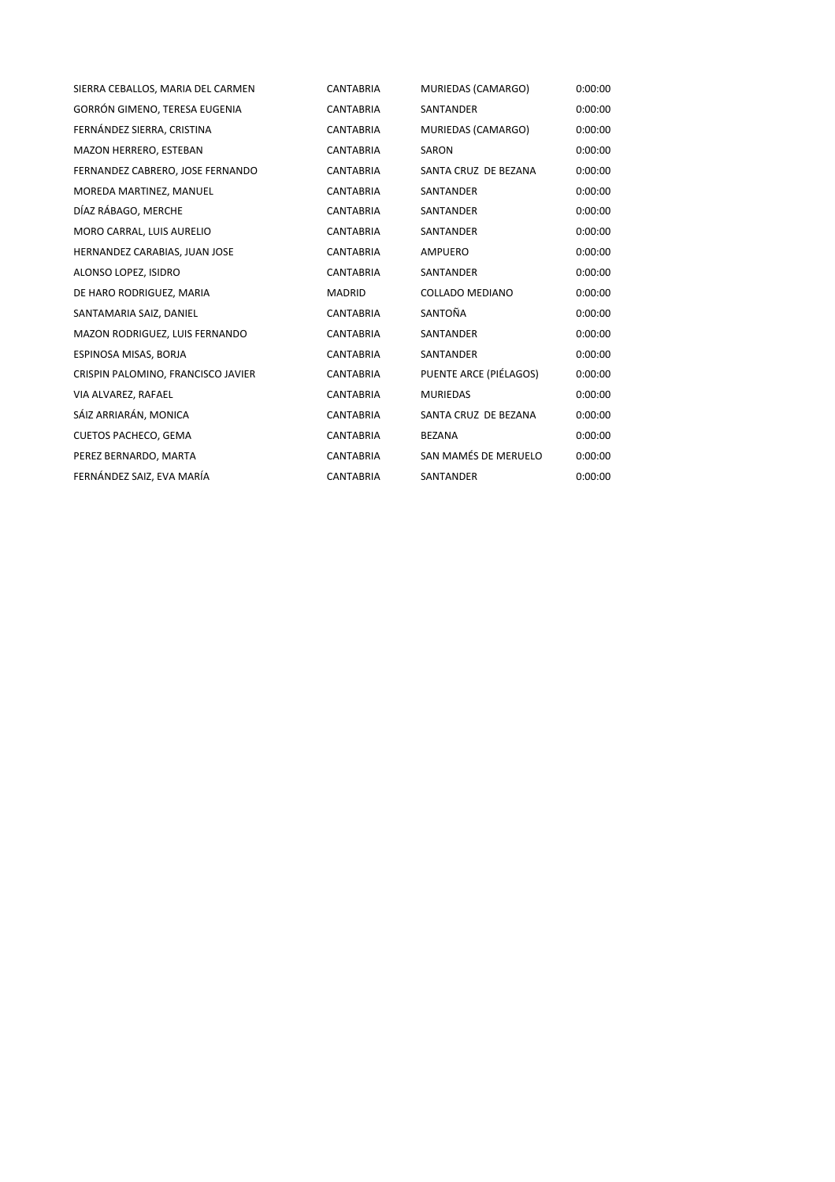| | | | |
|---|---|---|---|
| SIERRA CEBALLOS, MARIA DEL CARMEN | CANTABRIA | MURIEDAS (CAMARGO) | 0:00:00 |
| GORRÓN GIMENO, TERESA EUGENIA | CANTABRIA | SANTANDER | 0:00:00 |
| FERNÁNDEZ SIERRA, CRISTINA | CANTABRIA | MURIEDAS (CAMARGO) | 0:00:00 |
| MAZON HERRERO, ESTEBAN | CANTABRIA | SARON | 0:00:00 |
| FERNANDEZ CABRERO, JOSE FERNANDO | CANTABRIA | SANTA CRUZ DE BEZANA | 0:00:00 |
| MOREDA MARTINEZ, MANUEL | CANTABRIA | SANTANDER | 0:00:00 |
| DÍAZ RÁBAGO, MERCHE | CANTABRIA | SANTANDER | 0:00:00 |
| MORO CARRAL, LUIS AURELIO | CANTABRIA | SANTANDER | 0:00:00 |
| HERNANDEZ CARABIAS, JUAN JOSE | CANTABRIA | AMPUERO | 0:00:00 |
| ALONSO LOPEZ, ISIDRO | CANTABRIA | SANTANDER | 0:00:00 |
| DE HARO RODRIGUEZ, MARIA | MADRID | COLLADO MEDIANO | 0:00:00 |
| SANTAMARIA SAIZ, DANIEL | CANTABRIA | SANTOÑA | 0:00:00 |
| MAZON RODRIGUEZ, LUIS FERNANDO | CANTABRIA | SANTANDER | 0:00:00 |
| ESPINOSA MISAS, BORJA | CANTABRIA | SANTANDER | 0:00:00 |
| CRISPIN PALOMINO, FRANCISCO JAVIER | CANTABRIA | PUENTE ARCE (PIÉLAGOS) | 0:00:00 |
| VIA ALVAREZ, RAFAEL | CANTABRIA | MURIEDAS | 0:00:00 |
| SÁIZ ARRIARÁN, MONICA | CANTABRIA | SANTA CRUZ DE BEZANA | 0:00:00 |
| CUETOS PACHECO, GEMA | CANTABRIA | BEZANA | 0:00:00 |
| PEREZ BERNARDO, MARTA | CANTABRIA | SAN MAMÉS DE MERUELO | 0:00:00 |
| FERNÁNDEZ SAIZ, EVA MARÍA | CANTABRIA | SANTANDER | 0:00:00 |